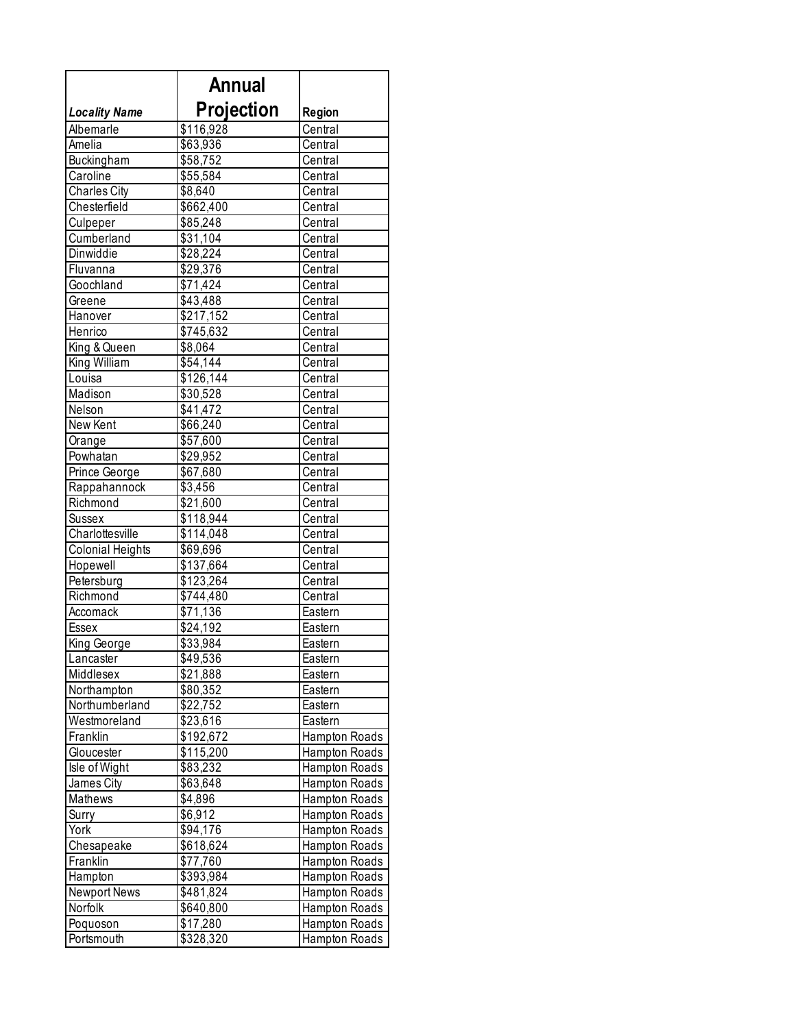| *Locality Name* | Annual Projection | Region |
|---|---|---|
| Albemarle | $116,928 | Central |
| Amelia | $63,936 | Central |
| Buckingham | $58,752 | Central |
| Caroline | $55,584 | Central |
| Charles City | $8,640 | Central |
| Chesterfield | $662,400 | Central |
| Culpeper | $85,248 | Central |
| Cumberland | $31,104 | Central |
| Dinwiddie | $28,224 | Central |
| Fluvanna | $29,376 | Central |
| Goochland | $71,424 | Central |
| Greene | $43,488 | Central |
| Hanover | $217,152 | Central |
| Henrico | $745,632 | Central |
| King & Queen | $8,064 | Central |
| King William | $54,144 | Central |
| Louisa | $126,144 | Central |
| Madison | $30,528 | Central |
| Nelson | $41,472 | Central |
| New Kent | $66,240 | Central |
| Orange | $57,600 | Central |
| Powhatan | $29,952 | Central |
| Prince George | $67,680 | Central |
| Rappahannock | $3,456 | Central |
| Richmond | $21,600 | Central |
| Sussex | $118,944 | Central |
| Charlottesville | $114,048 | Central |
| Colonial Heights | $69,696 | Central |
| Hopewell | $137,664 | Central |
| Petersburg | $123,264 | Central |
| Richmond | $744,480 | Central |
| Accomack | $71,136 | Eastern |
| Essex | $24,192 | Eastern |
| King George | $33,984 | Eastern |
| Lancaster | $49,536 | Eastern |
| Middlesex | $21,888 | Eastern |
| Northampton | $80,352 | Eastern |
| Northumberland | $22,752 | Eastern |
| Westmoreland | $23,616 | Eastern |
| Franklin | $192,672 | Hampton Roads |
| Gloucester | $115,200 | Hampton Roads |
| Isle of Wight | $83,232 | Hampton Roads |
| James City | $63,648 | Hampton Roads |
| Mathews | $4,896 | Hampton Roads |
| Surry | $6,912 | Hampton Roads |
| York | $94,176 | Hampton Roads |
| Chesapeake | $618,624 | Hampton Roads |
| Franklin | $77,760 | Hampton Roads |
| Hampton | $393,984 | Hampton Roads |
| Newport News | $481,824 | Hampton Roads |
| Norfolk | $640,800 | Hampton Roads |
| Poquoson | $17,280 | Hampton Roads |
| Portsmouth | $328,320 | Hampton Roads |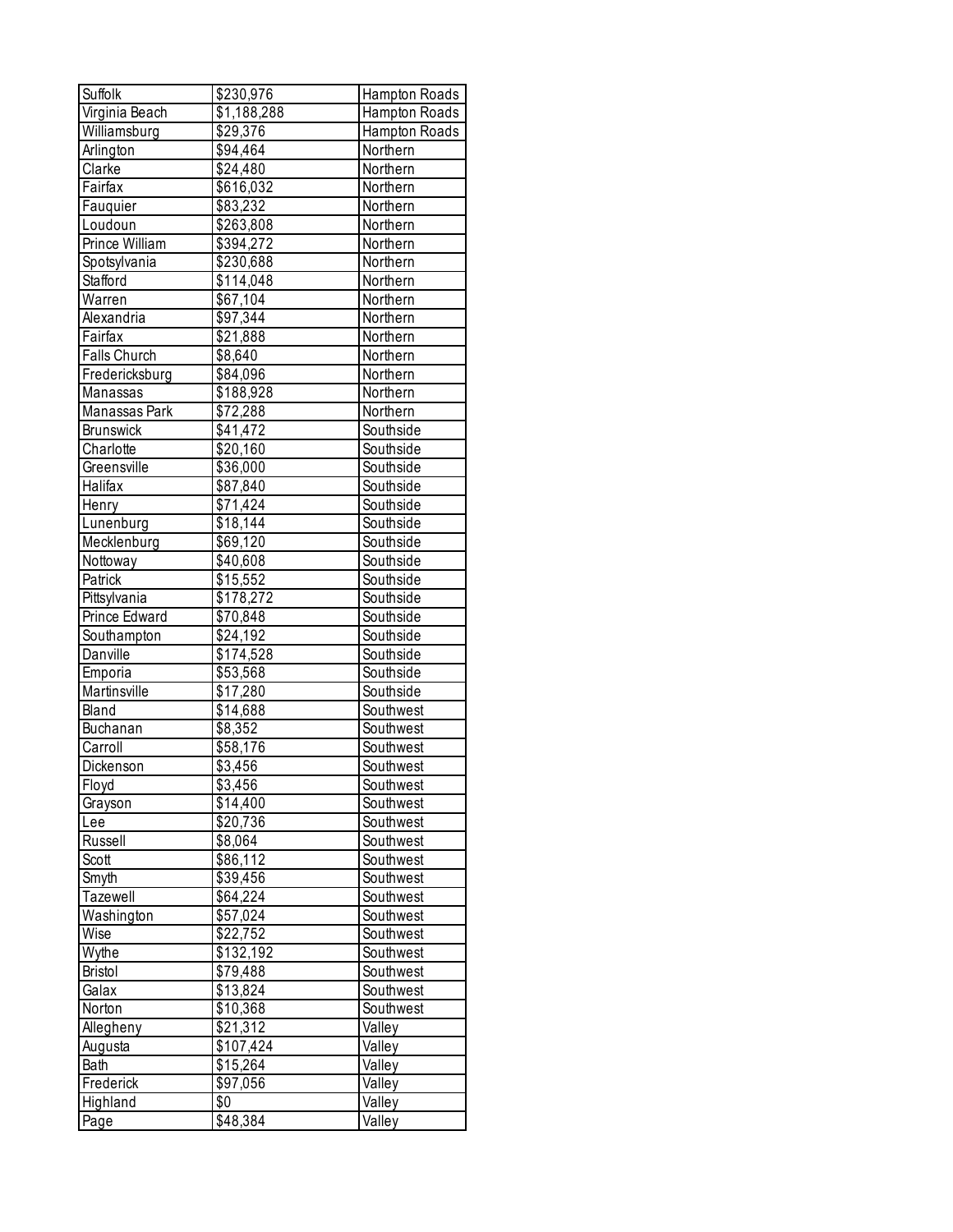| | | |
|---|---|---|
| Suffolk | $230,976 | Hampton Roads |
| Virginia Beach | $1,188,288 | Hampton Roads |
| Williamsburg | $29,376 | Hampton Roads |
| Arlington | $94,464 | Northern |
| Clarke | $24,480 | Northern |
| Fairfax | $616,032 | Northern |
| Fauquier | $83,232 | Northern |
| Loudoun | $263,808 | Northern |
| Prince William | $394,272 | Northern |
| Spotsylvania | $230,688 | Northern |
| Stafford | $114,048 | Northern |
| Warren | $67,104 | Northern |
| Alexandria | $97,344 | Northern |
| Fairfax | $21,888 | Northern |
| Falls Church | $8,640 | Northern |
| Fredericksburg | $84,096 | Northern |
| Manassas | $188,928 | Northern |
| Manassas Park | $72,288 | Northern |
| Brunswick | $41,472 | Southside |
| Charlotte | $20,160 | Southside |
| Greensville | $36,000 | Southside |
| Halifax | $87,840 | Southside |
| Henry | $71,424 | Southside |
| Lunenburg | $18,144 | Southside |
| Mecklenburg | $69,120 | Southside |
| Nottoway | $40,608 | Southside |
| Patrick | $15,552 | Southside |
| Pittsylvania | $178,272 | Southside |
| Prince Edward | $70,848 | Southside |
| Southampton | $24,192 | Southside |
| Danville | $174,528 | Southside |
| Emporia | $53,568 | Southside |
| Martinsville | $17,280 | Southside |
| Bland | $14,688 | Southwest |
| Buchanan | $8,352 | Southwest |
| Carroll | $58,176 | Southwest |
| Dickenson | $3,456 | Southwest |
| Floyd | $3,456 | Southwest |
| Grayson | $14,400 | Southwest |
| Lee | $20,736 | Southwest |
| Russell | $8,064 | Southwest |
| Scott | $86,112 | Southwest |
| Smyth | $39,456 | Southwest |
| Tazewell | $64,224 | Southwest |
| Washington | $57,024 | Southwest |
| Wise | $22,752 | Southwest |
| Wythe | $132,192 | Southwest |
| Bristol | $79,488 | Southwest |
| Galax | $13,824 | Southwest |
| Norton | $10,368 | Southwest |
| Allegheny | $21,312 | Valley |
| Augusta | $107,424 | Valley |
| Bath | $15,264 | Valley |
| Frederick | $97,056 | Valley |
| Highland | $0 | Valley |
| Page | $48,384 | Valley |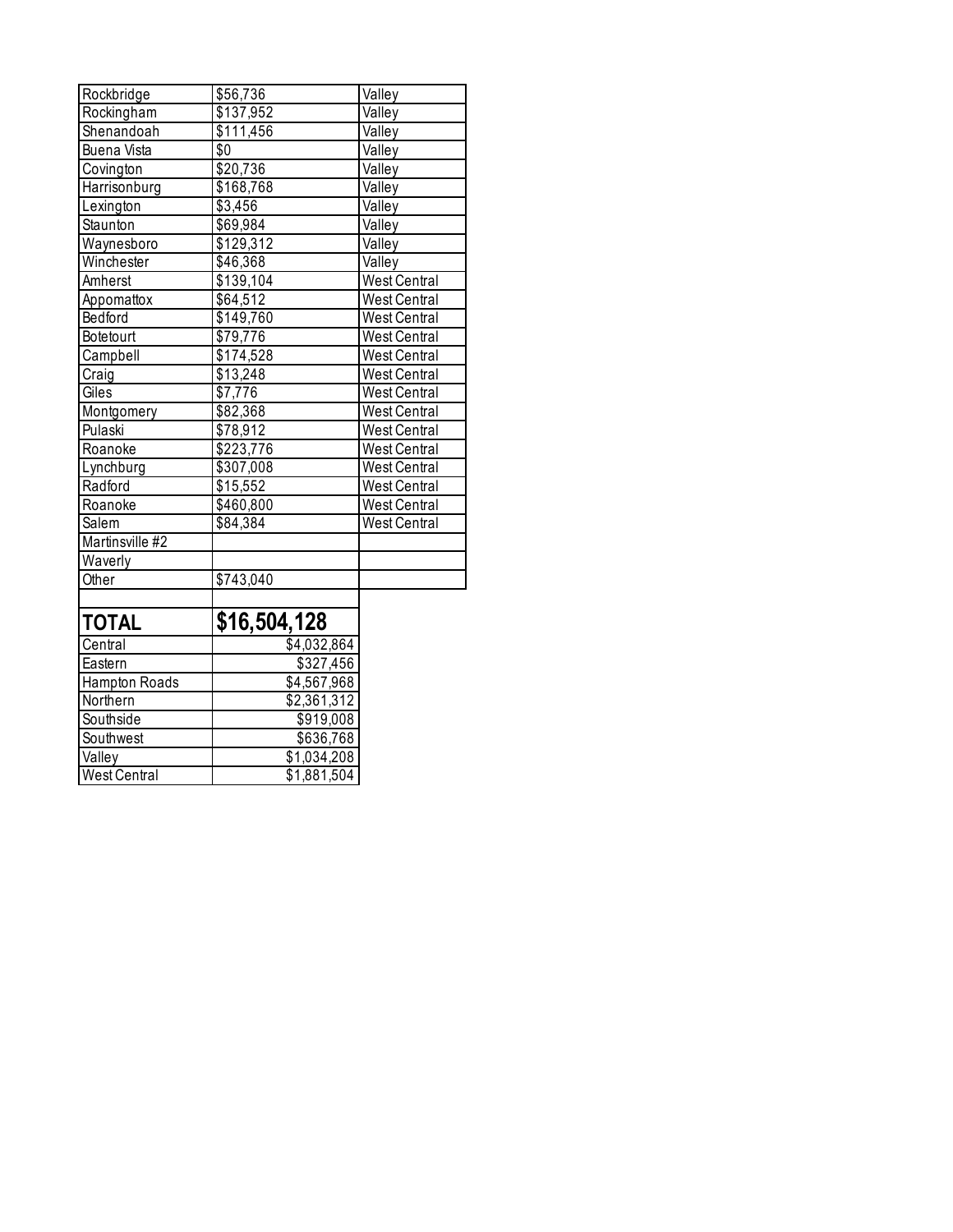| | | |
|---|---|---|
| Rockbridge | $56,736 | Valley |
| Rockingham | $137,952 | Valley |
| Shenandoah | $111,456 | Valley |
| Buena Vista | $0 | Valley |
| Covington | $20,736 | Valley |
| Harrisonburg | $168,768 | Valley |
| Lexington | $3,456 | Valley |
| Staunton | $69,984 | Valley |
| Waynesboro | $129,312 | Valley |
| Winchester | $46,368 | Valley |
| Amherst | $139,104 | West Central |
| Appomattox | $64,512 | West Central |
| Bedford | $149,760 | West Central |
| Botetourt | $79,776 | West Central |
| Campbell | $174,528 | West Central |
| Craig | $13,248 | West Central |
| Giles | $7,776 | West Central |
| Montgomery | $82,368 | West Central |
| Pulaski | $78,912 | West Central |
| Roanoke | $223,776 | West Central |
| Lynchburg | $307,008 | West Central |
| Radford | $15,552 | West Central |
| Roanoke | $460,800 | West Central |
| Salem | $84,384 | West Central |
| Martinsville #2 | | |
| Waverly | | |
| Other | $743,040 | |
| | | |
| **TOTAL** | **$16,504,128** | |
| Central | $4,032,864 | |
| Eastern | $327,456 | |
| Hampton Roads | $4,567,968 | |
| Northern | $2,361,312 | |
| Southside | $919,008 | |
| Southwest | $636,768 | |
| Valley | $1,034,208 | |
| West Central | $1,881,504 | |